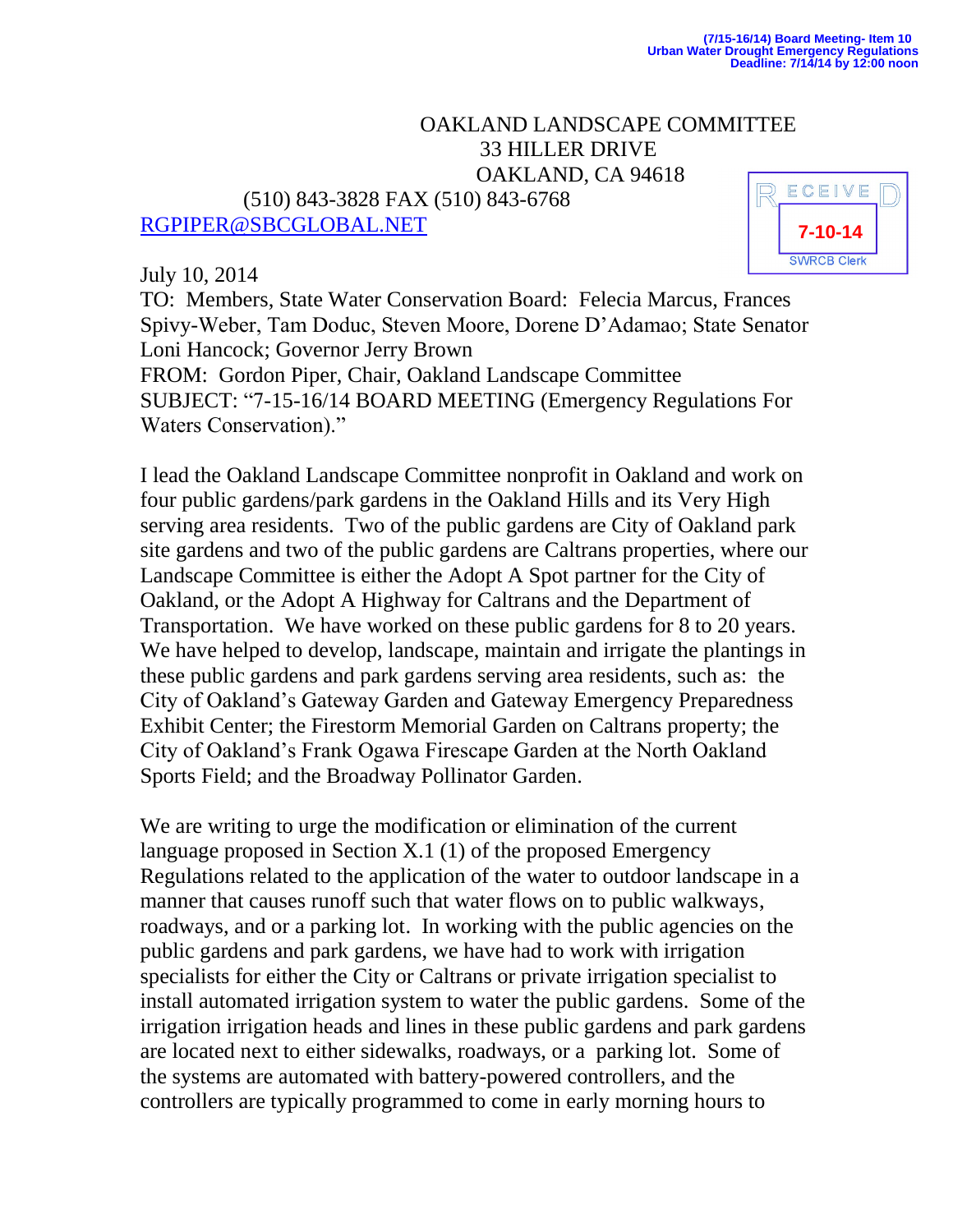(7/15-16/14) Board Meeting- Item 10
Urban Water Drought Emergency Regulations
Deadline: 7/14/14 by 12:00 noon

OAKLAND LANDSCAPE COMMITTEE
33 HILLER DRIVE
OAKLAND, CA 94618
(510) 843-3828 FAX (510) 843-6768
RGPIPER@SBCGLOBAL.NET

RECEIVED
7-10-14
SWRCB Clerk

July 10, 2014

TO: Members, State Water Conservation Board: Felecia Marcus, Frances Spivy-Weber, Tam Doduc, Steven Moore, Dorene D'Adamao; State Senator Loni Hancock; Governor Jerry Brown

FROM: Gordon Piper, Chair, Oakland Landscape Committee

SUBJECT: "7-15-16/14 BOARD MEETING (Emergency Regulations For Waters Conservation)."

I lead the Oakland Landscape Committee nonprofit in Oakland and work on four public gardens/park gardens in the Oakland Hills and its Very High serving area residents. Two of the public gardens are City of Oakland park site gardens and two of the public gardens are Caltrans properties, where our Landscape Committee is either the Adopt A Spot partner for the City of Oakland, or the Adopt A Highway for Caltrans and the Department of Transportation. We have worked on these public gardens for 8 to 20 years. We have helped to develop, landscape, maintain and irrigate the plantings in these public gardens and park gardens serving area residents, such as: the City of Oakland's Gateway Garden and Gateway Emergency Preparedness Exhibit Center; the Firestorm Memorial Garden on Caltrans property; the City of Oakland's Frank Ogawa Firescape Garden at the North Oakland Sports Field; and the Broadway Pollinator Garden.

We are writing to urge the modification or elimination of the current language proposed in Section X.1 (1) of the proposed Emergency Regulations related to the application of the water to outdoor landscape in a manner that causes runoff such that water flows on to public walkways, roadways, and or a parking lot. In working with the public agencies on the public gardens and park gardens, we have had to work with irrigation specialists for either the City or Caltrans or private irrigation specialist to install automated irrigation system to water the public gardens. Some of the irrigation irrigation heads and lines in these public gardens and park gardens are located next to either sidewalks, roadways, or a parking lot. Some of the systems are automated with battery-powered controllers, and the controllers are typically programmed to come in early morning hours to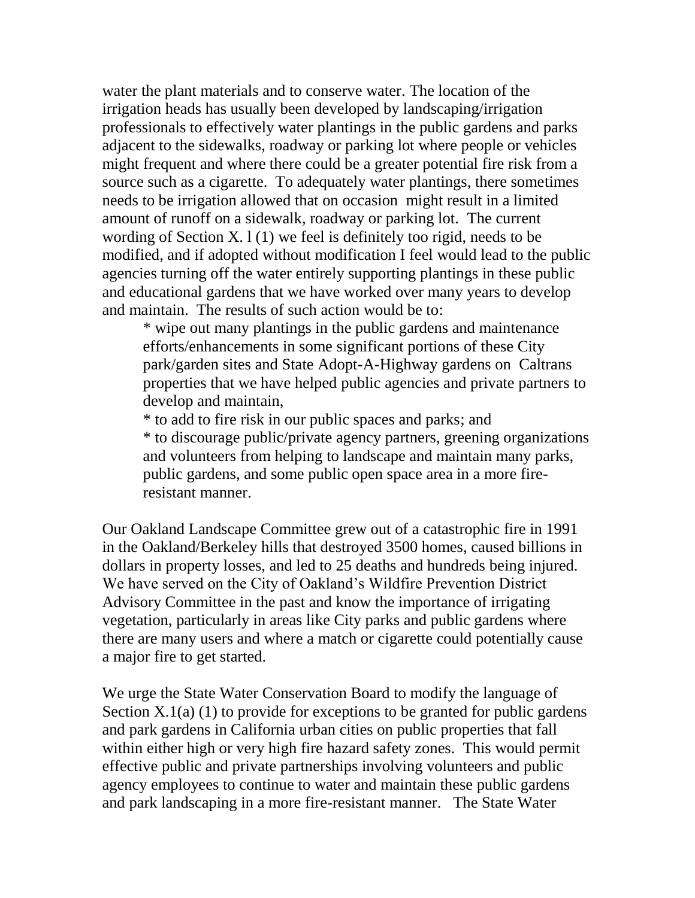water the plant materials and to conserve water. The location of the irrigation heads has usually been developed by landscaping/irrigation professionals to effectively water plantings in the public gardens and parks adjacent to the sidewalks, roadway or parking lot where people or vehicles might frequent and where there could be a greater potential fire risk from a source such as a cigarette. To adequately water plantings, there sometimes needs to be irrigation allowed that on occasion might result in a limited amount of runoff on a sidewalk, roadway or parking lot. The current wording of Section X. l (1) we feel is definitely too rigid, needs to be modified, and if adopted without modification I feel would lead to the public agencies turning off the water entirely supporting plantings in these public and educational gardens that we have worked over many years to develop and maintain. The results of such action would be to:

* wipe out many plantings in the public gardens and maintenance efforts/enhancements in some significant portions of these City park/garden sites and State Adopt-A-Highway gardens on Caltrans properties that we have helped public agencies and private partners to develop and maintain,
* to add to fire risk in our public spaces and parks; and
* to discourage public/private agency partners, greening organizations and volunteers from helping to landscape and maintain many parks, public gardens, and some public open space area in a more fire-resistant manner.

Our Oakland Landscape Committee grew out of a catastrophic fire in 1991 in the Oakland/Berkeley hills that destroyed 3500 homes, caused billions in dollars in property losses, and led to 25 deaths and hundreds being injured. We have served on the City of Oakland's Wildfire Prevention District Advisory Committee in the past and know the importance of irrigating vegetation, particularly in areas like City parks and public gardens where there are many users and where a match or cigarette could potentially cause a major fire to get started.

We urge the State Water Conservation Board to modify the language of Section X.1(a) (1) to provide for exceptions to be granted for public gardens and park gardens in California urban cities on public properties that fall within either high or very high fire hazard safety zones. This would permit effective public and private partnerships involving volunteers and public agency employees to continue to water and maintain these public gardens and park landscaping in a more fire-resistant manner. The State Water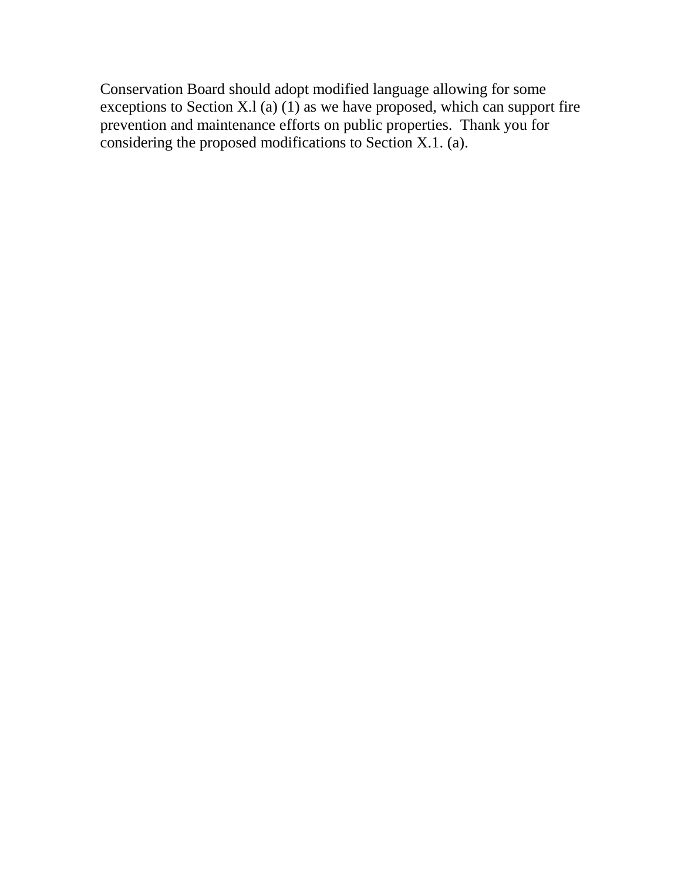Conservation Board should adopt modified language allowing for some exceptions to Section X.l (a) (1) as we have proposed, which can support fire prevention and maintenance efforts on public properties. Thank you for considering the proposed modifications to Section X.1. (a).